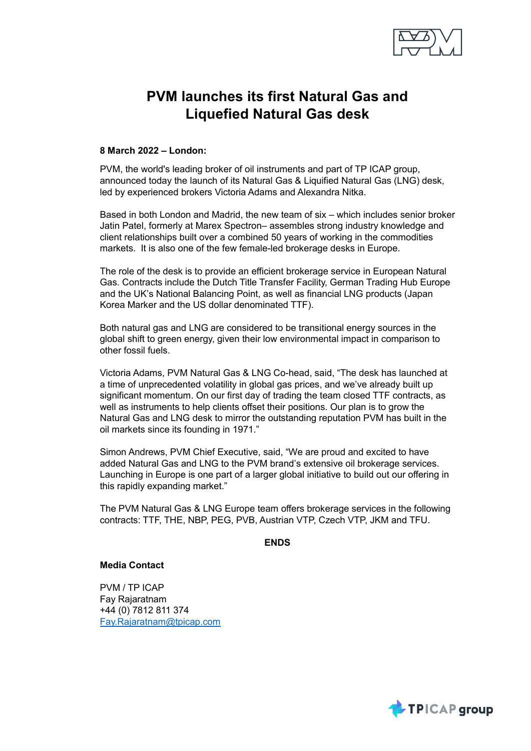# PVM launches its first Natural Gas and Liquefied Natural Gas desk

**8 March 2022 – London:**

PVM, the world's leading broker of oil instruments and part of TP ICAP group, announced today the launch of its Natural Gas & Liquified Natural Gas (LNG) desk, led by experienced brokers Victoria Adams and Alexandra Nitka.

Based in both London and Madrid, the new team of six – which includes senior broker Jatin Patel, formerly at Marex Spectron– assembles strong industry knowledge and client relationships built over a combined 50 years of working in the commodities markets. It is also one of the few female-led brokerage desks in Europe.

The role of the desk is to provide an efficient brokerage service in European Natural Gas. Contracts include the Dutch Title Transfer Facility, German Trading Hub Europe and the UK's National Balancing Point, as well as financial LNG products (Japan Korea Marker and the US dollar denominated TTF).

Both natural gas and LNG are considered to be transitional energy sources in the global shift to green energy, given their low environmental impact in comparison to other fossil fuels.

Victoria Adams, PVM Natural Gas & LNG Co-head, said, "The desk has launched at a time of unprecedented volatility in global gas prices, and we've already built up significant momentum. On our first day of trading the team closed TTF contracts, as well as instruments to help clients offset their positions. Our plan is to grow the Natural Gas and LNG desk to mirror the outstanding reputation PVM has built in the oil markets since its founding in 1971."

Simon Andrews, PVM Chief Executive, said, "We are proud and excited to have added Natural Gas and LNG to the PVM brand's extensive oil brokerage services. Launching in Europe is one part of a larger global initiative to build out our offering in this rapidly expanding market."

The PVM Natural Gas & LNG Europe team offers brokerage services in the following contracts: TTF, THE, NBP, PEG, PVB, Austrian VTP, Czech VTP, JKM and TFU.

**ENDS**

**Media Contact**

PVM / TP ICAP
Fay Rajaratnam
+44 (0) 7812 811 374
Fay.Rajaratnam@tpicap.com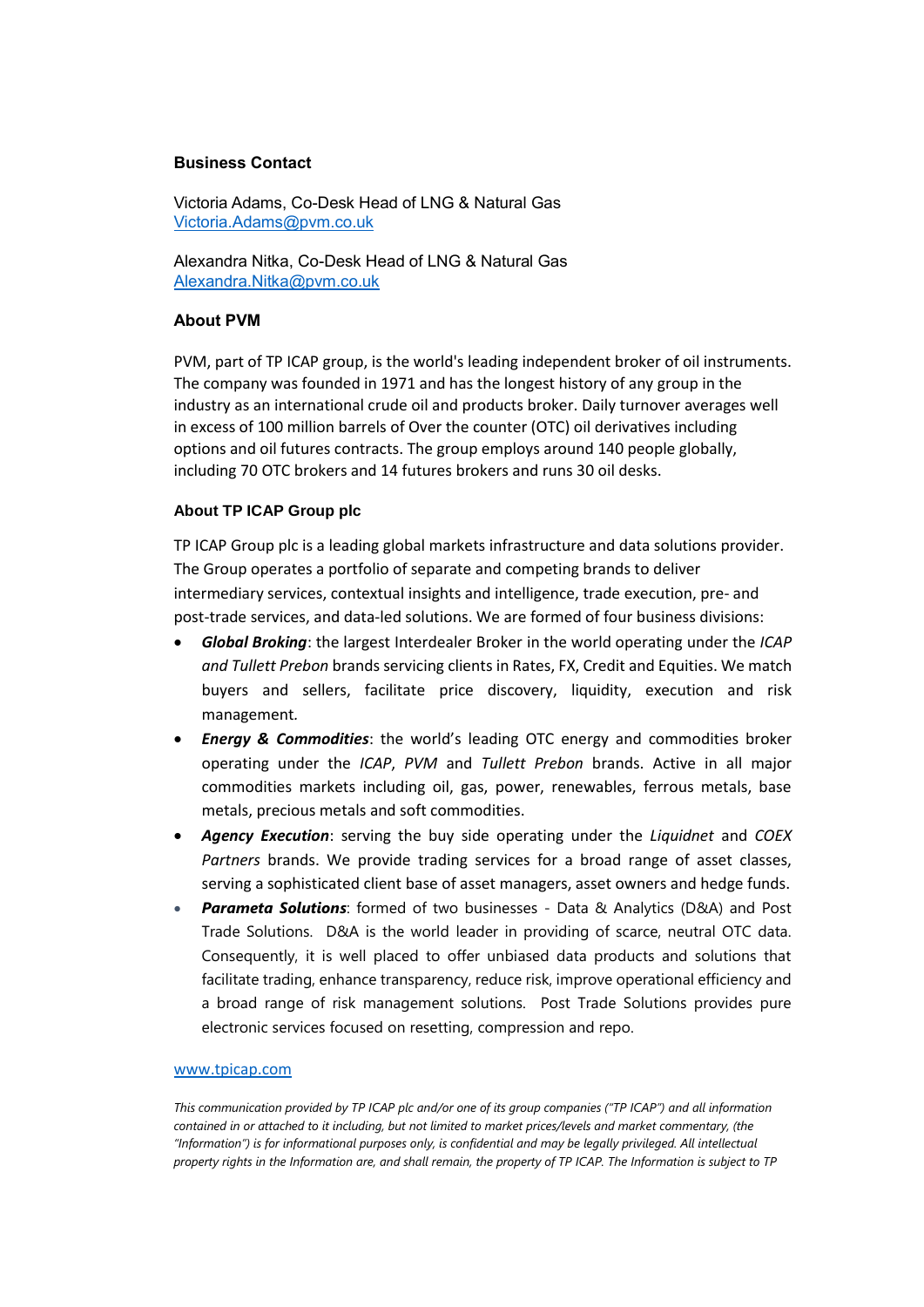**Business Contact**

Victoria Adams, Co-Desk Head of LNG & Natural Gas
Victoria.Adams@pvm.co.uk

Alexandra Nitka, Co-Desk Head of LNG & Natural Gas
Alexandra.Nitka@pvm.co.uk

**About PVM**

PVM, part of TP ICAP group, is the world's leading independent broker of oil instruments. The company was founded in 1971 and has the longest history of any group in the industry as an international crude oil and products broker. Daily turnover averages well in excess of 100 million barrels of Over the counter (OTC) oil derivatives including options and oil futures contracts. The group employs around 140 people globally, including 70 OTC brokers and 14 futures brokers and runs 30 oil desks.

**About TP ICAP Group plc**

TP ICAP Group plc is a leading global markets infrastructure and data solutions provider. The Group operates a portfolio of separate and competing brands to deliver intermediary services, contextual insights and intelligence, trade execution, pre- and post-trade services, and data-led solutions. We are formed of four business divisions:

- ***Global Broking***: the largest Interdealer Broker in the world operating under the *ICAP and Tullett Prebon* brands servicing clients in Rates, FX, Credit and Equities. We match buyers and sellers, facilitate price discovery, liquidity, execution and risk management.
- ***Energy & Commodities***: the world's leading OTC energy and commodities broker operating under the *ICAP*, *PVM* and *Tullett Prebon* brands. Active in all major commodities markets including oil, gas, power, renewables, ferrous metals, base metals, precious metals and soft commodities.
- ***Agency Execution***: serving the buy side operating under the *Liquidnet* and *COEX Partners* brands. We provide trading services for a broad range of asset classes, serving a sophisticated client base of asset managers, asset owners and hedge funds.
- ***Parameta Solutions***: formed of two businesses - Data & Analytics (D&A) and Post Trade Solutions. D&A is the world leader in providing of scarce, neutral OTC data. Consequently, it is well placed to offer unbiased data products and solutions that facilitate trading, enhance transparency, reduce risk, improve operational efficiency and a broad range of risk management solutions. Post Trade Solutions provides pure electronic services focused on resetting, compression and repo.

www.tpicap.com

*This communication provided by TP ICAP plc and/or one of its group companies ("TP ICAP") and all information contained in or attached to it including, but not limited to market prices/levels and market commentary, (the "Information") is for informational purposes only, is confidential and may be legally privileged. All intellectual property rights in the Information are, and shall remain, the property of TP ICAP. The Information is subject to TP*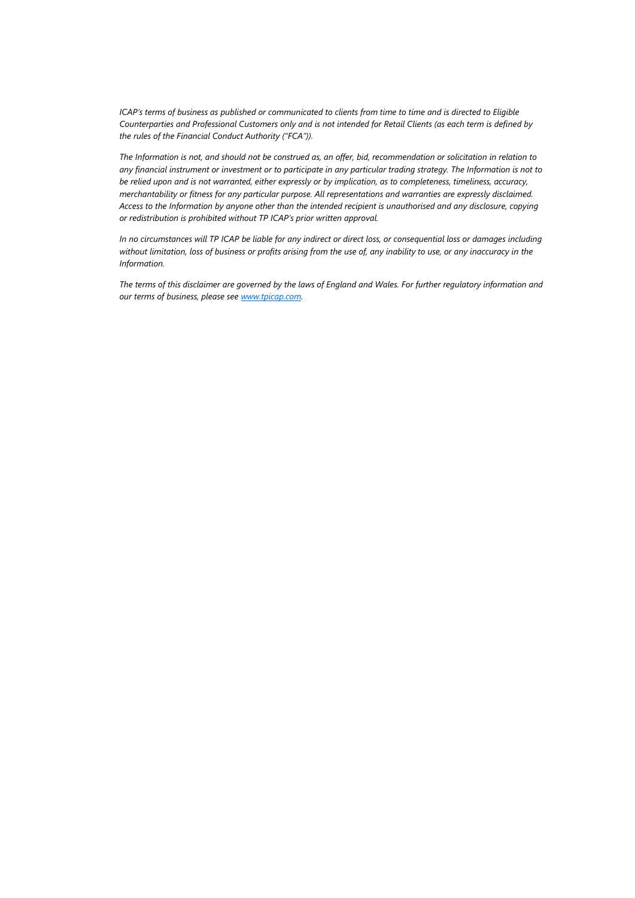*ICAP's terms of business as published or communicated to clients from time to time and is directed to Eligible Counterparties and Professional Customers only and is not intended for Retail Clients (as each term is defined by the rules of the Financial Conduct Authority ("FCA")).*

*The Information is not, and should not be construed as, an offer, bid, recommendation or solicitation in relation to any financial instrument or investment or to participate in any particular trading strategy. The Information is not to be relied upon and is not warranted, either expressly or by implication, as to completeness, timeliness, accuracy, merchantability or fitness for any particular purpose. All representations and warranties are expressly disclaimed. Access to the Information by anyone other than the intended recipient is unauthorised and any disclosure, copying or redistribution is prohibited without TP ICAP's prior written approval.*

*In no circumstances will TP ICAP be liable for any indirect or direct loss, or consequential loss or damages including without limitation, loss of business or profits arising from the use of, any inability to use, or any inaccuracy in the Information.*

*The terms of this disclaimer are governed by the laws of England and Wales. For further regulatory information and our terms of business, please see [www.tpicap.com](http://www.tpicap.com).*